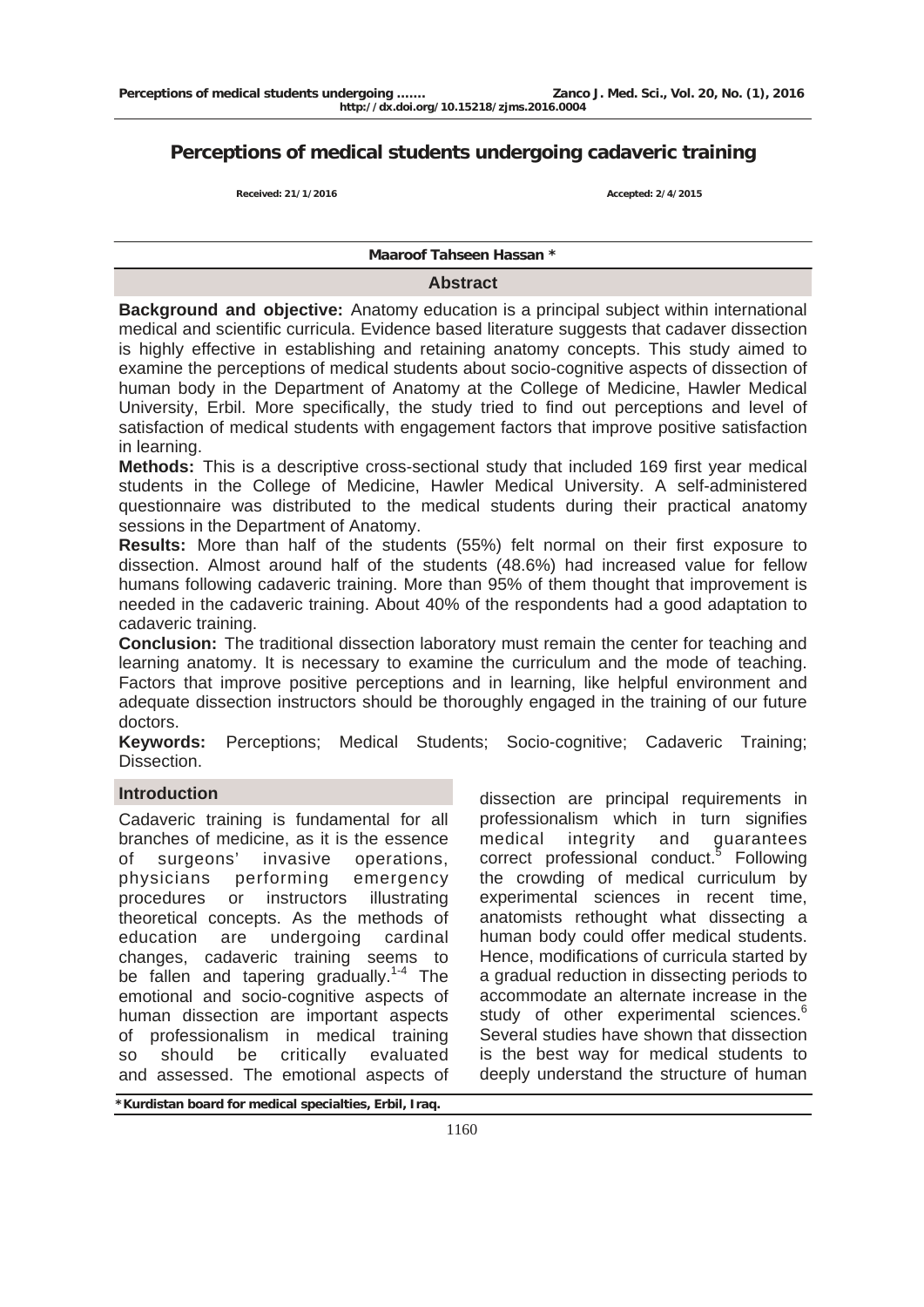# Perceptions of medical students undergoing cadaveric training

Received: 21/1/2016 Accepted: 2/4/2015

**Maaroof Tahseen Hassan ***

## Abstract

**Background and objective:** Anatomy education is a principal subject within international medical and scientific curricula. Evidence based literature suggests that cadaver dissection is highly effective in establishing and retaining anatomy concepts. This study aimed to examine the perceptions of medical students about socio-cognitive aspects of dissection of human body in the Department of Anatomy at the College of Medicine, Hawler Medical University, Erbil. More specifically, the study tried to find out perceptions and level of satisfaction of medical students with engagement factors that improve positive satisfaction in learning.

**Methods:** This is a descriptive cross-sectional study that included 169 first year medical students in the College of Medicine, Hawler Medical University. A self-administered questionnaire was distributed to the medical students during their practical anatomy sessions in the Department of Anatomy.

**Results:** More than half of the students (55%) felt normal on their first exposure to dissection. Almost around half of the students (48.6%) had increased value for fellow humans following cadaveric training. More than 95% of them thought that improvement is needed in the cadaveric training. About 40% of the respondents had a good adaptation to cadaveric training.

**Conclusion:** The traditional dissection laboratory must remain the center for teaching and learning anatomy. It is necessary to examine the curriculum and the mode of teaching. Factors that improve positive perceptions and in learning, like helpful environment and adequate dissection instructors should be thoroughly engaged in the training of our future doctors.

**Keywords:** Perceptions; Medical Students; Socio-cognitive; Cadaveric Training; Dissection.

## Introduction

Cadaveric training is fundamental for all branches of medicine, as it is the essence of surgeons' invasive operations, physicians performing emergency procedures or instructors illustrating theoretical concepts. As the methods of education are undergoing cardinal changes, cadaveric training seems to be fallen and tapering gradually.[1-4] The emotional and socio-cognitive aspects of human dissection are important aspects of professionalism in medical training so should be critically evaluated and assessed. The emotional aspects of dissection are principal requirements in professionalism which in turn signifies medical integrity and guarantees correct professional conduct.[5] Following the crowding of medical curriculum by experimental sciences in recent time, anatomists rethought what dissecting a human body could offer medical students. Hence, modifications of curricula started by a gradual reduction in dissecting periods to accommodate an alternate increase in the study of other experimental sciences.[6] Several studies have shown that dissection is the best way for medical students to deeply understand the structure of human

*Kurdistan board for medical specialties, Erbil, Iraq.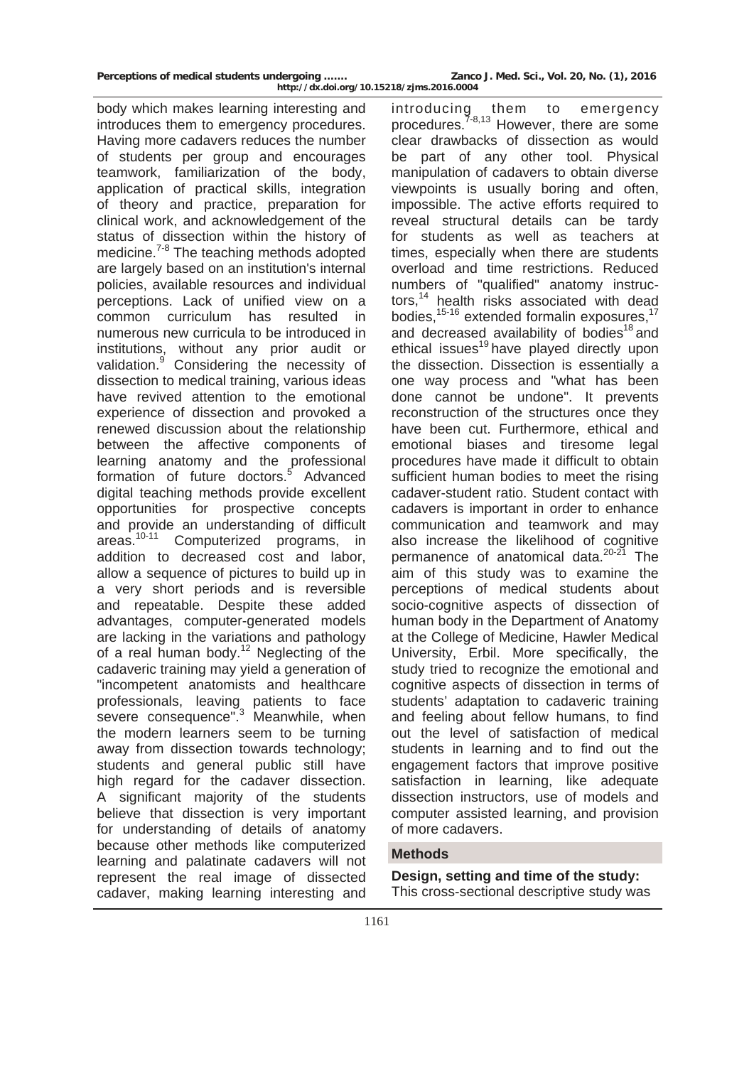body which makes learning interesting and introduces them to emergency procedures. Having more cadavers reduces the number of students per group and encourages teamwork, familiarization of the body, application of practical skills, integration of theory and practice, preparation for clinical work, and acknowledgement of the status of dissection within the history of medicine.[7-8] The teaching methods adopted are largely based on an institution's internal policies, available resources and individual perceptions. Lack of unified view on a common curriculum has resulted in numerous new curricula to be introduced in institutions, without any prior audit or validation.[9] Considering the necessity of dissection to medical training, various ideas have revived attention to the emotional experience of dissection and provoked a renewed discussion about the relationship between the affective components of learning anatomy and the professional formation of future doctors.[5] Advanced digital teaching methods provide excellent opportunities for prospective concepts and provide an understanding of difficult areas.[10-11] Computerized programs, in addition to decreased cost and labor, allow a sequence of pictures to build up in a very short periods and is reversible and repeatable. Despite these added advantages, computer-generated models are lacking in the variations and pathology of a real human body.[12] Neglecting of the cadaveric training may yield a generation of "incompetent anatomists and healthcare professionals, leaving patients to face severe consequence".[3] Meanwhile, when the modern learners seem to be turning away from dissection towards technology; students and general public still have high regard for the cadaver dissection. A significant majority of the students believe that dissection is very important for understanding of details of anatomy because other methods like computerized learning and palatinate cadavers will not represent the real image of dissected cadaver, making learning interesting and introducing them to emergency procedures.[7-8,13] However, there are some clear drawbacks of dissection as would be part of any other tool. Physical manipulation of cadavers to obtain diverse viewpoints is usually boring and often, impossible. The active efforts required to reveal structural details can be tardy for students as well as teachers at times, especially when there are students overload and time restrictions. Reduced numbers of "qualified" anatomy instructors,[14] health risks associated with dead bodies,[15-16] extended formalin exposures,[17] and decreased availability of bodies[18] and ethical issues[19] have played directly upon the dissection. Dissection is essentially a one way process and "what has been done cannot be undone". It prevents reconstruction of the structures once they have been cut. Furthermore, ethical and emotional biases and tiresome legal procedures have made it difficult to obtain sufficient human bodies to meet the rising cadaver-student ratio. Student contact with cadavers is important in order to enhance communication and teamwork and may also increase the likelihood of cognitive permanence of anatomical data.[20-21] The aim of this study was to examine the perceptions of medical students about socio-cognitive aspects of dissection of human body in the Department of Anatomy at the College of Medicine, Hawler Medical University, Erbil. More specifically, the study tried to recognize the emotional and cognitive aspects of dissection in terms of students' adaptation to cadaveric training and feeling about fellow humans, to find out the level of satisfaction of medical students in learning and to find out the engagement factors that improve positive satisfaction in learning, like adequate dissection instructors, use of models and computer assisted learning, and provision of more cadavers.

## Methods

**Design, setting and time of the study:** This cross-sectional descriptive study was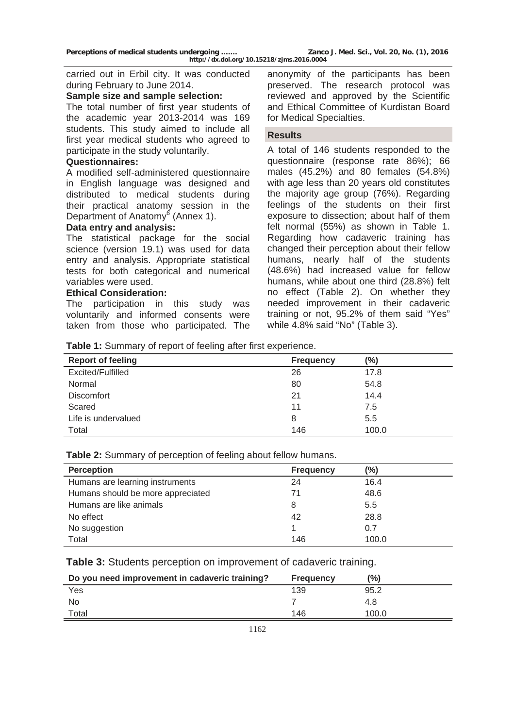carried out in Erbil city. It was conducted during February to June 2014.

**Sample size and sample selection:**

The total number of first year students of the academic year 2013-2014 was 169 students. This study aimed to include all first year medical students who agreed to participate in the study voluntarily.

**Questionnaires:**

A modified self-administered questionnaire in English language was designed and distributed to medical students during their practical anatomy session in the Department of Anatomy[6] (Annex 1).

**Data entry and analysis:**

The statistical package for the social science (version 19.1) was used for data entry and analysis. Appropriate statistical tests for both categorical and numerical variables were used.

**Ethical Consideration:**

The participation in this study was voluntarily and informed consents were taken from those who participated. The anonymity of the participants has been preserved. The research protocol was reviewed and approved by the Scientific and Ethical Committee of Kurdistan Board for Medical Specialties.

## Results

A total of 146 students responded to the questionnaire (response rate 86%); 66 males (45.2%) and 80 females (54.8%) with age less than 20 years old constitutes the majority age group (76%). Regarding feelings of the students on their first exposure to dissection; about half of them felt normal (55%) as shown in Table 1. Regarding how cadaveric training has changed their perception about their fellow humans, nearly half of the students (48.6%) had increased value for fellow humans, while about one third (28.8%) felt no effect (Table 2). On whether they needed improvement in their cadaveric training or not, 95.2% of them said "Yes" while 4.8% said "No" (Table 3).

**Table 1:** Summary of report of feeling after first experience.

| Report of feeling | Frequency | (%) |
|---|---|---|
| Excited/Fulfilled | 26 | 17.8 |
| Normal | 80 | 54.8 |
| Discomfort | 21 | 14.4 |
| Scared | 11 | 7.5 |
| Life is undervalued | 8 | 5.5 |
| Total | 146 | 100.0 |

**Table 2:** Summary of perception of feeling about fellow humans.

| Perception | Frequency | (%) |
|---|---|---|
| Humans are learning instruments | 24 | 16.4 |
| Humans should be more appreciated | 71 | 48.6 |
| Humans are like animals | 8 | 5.5 |
| No effect | 42 | 28.8 |
| No suggestion | 1 | 0.7 |
| Total | 146 | 100.0 |

**Table 3:** Students perception on improvement of cadaveric training.

| Do you need improvement in cadaveric training? | Frequency | (%) |
|---|---|---|
| Yes | 139 | 95.2 |
| No | 7 | 4.8 |
| Total | 146 | 100.0 |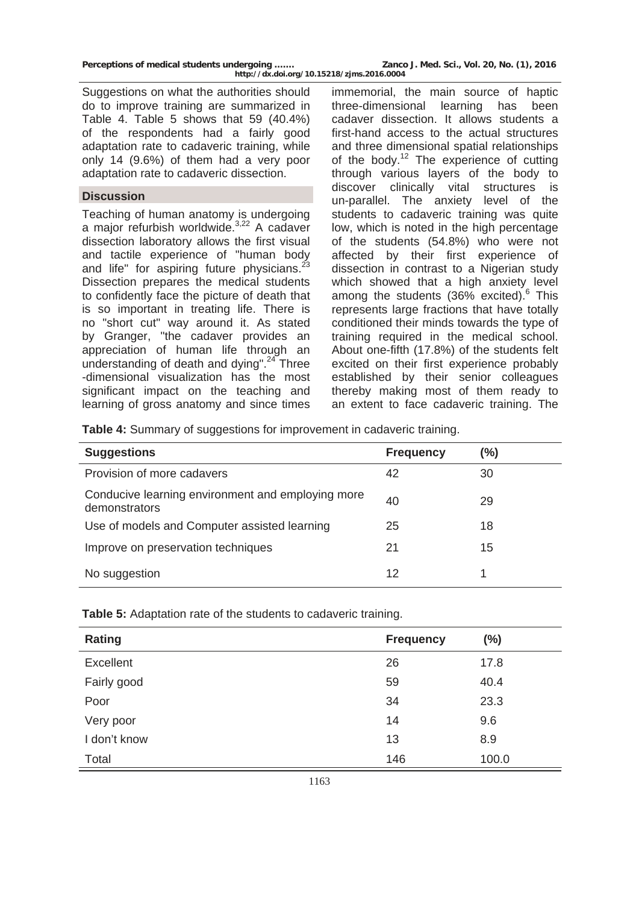Suggestions on what the authorities should do to improve training are summarized in Table 4. Table 5 shows that 59 (40.4%) of the respondents had a fairly good adaptation rate to cadaveric training, while only 14 (9.6%) of them had a very poor adaptation rate to cadaveric dissection.

## Discussion

Teaching of human anatomy is undergoing a major refurbish worldwide.[3,22] A cadaver dissection laboratory allows the first visual and tactile experience of "human body and life" for aspiring future physicians.[23] Dissection prepares the medical students to confidently face the picture of death that is so important in treating life. There is no "short cut" way around it. As stated by Granger, "the cadaver provides an appreciation of human life through an understanding of death and dying".[24] Three -dimensional visualization has the most significant impact on the teaching and learning of gross anatomy and since times immemorial, the main source of haptic three-dimensional learning has been cadaver dissection. It allows students a first-hand access to the actual structures and three dimensional spatial relationships of the body.[12] The experience of cutting through various layers of the body to discover clinically vital structures is un-parallel. The anxiety level of the students to cadaveric training was quite low, which is noted in the high percentage of the students (54.8%) who were not affected by their first experience of dissection in contrast to a Nigerian study which showed that a high anxiety level among the students (36% excited).[6] This represents large fractions that have totally conditioned their minds towards the type of training required in the medical school. About one-fifth (17.8%) of the students felt excited on their first experience probably established by their senior colleagues thereby making most of them ready to an extent to face cadaveric training. The

**Table 4:** Summary of suggestions for improvement in cadaveric training.

| Suggestions | Frequency | (%) |
|---|---|---|
| Provision of more cadavers | 42 | 30 |
| Conducive learning environment and employing more demonstrators | 40 | 29 |
| Use of models and Computer assisted learning | 25 | 18 |
| Improve on preservation techniques | 21 | 15 |
| No suggestion | 12 | 1 |

**Table 5:** Adaptation rate of the students to cadaveric training.

| Rating | Frequency | (%) |
|---|---|---|
| Excellent | 26 | 17.8 |
| Fairly good | 59 | 40.4 |
| Poor | 34 | 23.3 |
| Very poor | 14 | 9.6 |
| I don't know | 13 | 8.9 |
| Total | 146 | 100.0 |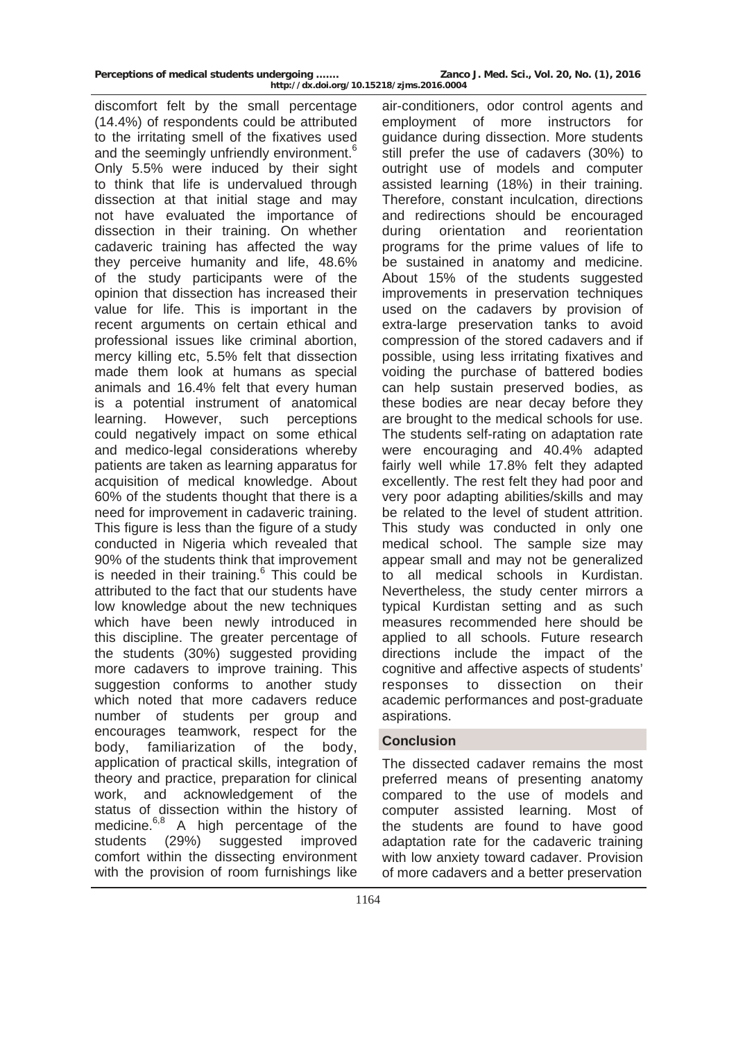discomfort felt by the small percentage (14.4%) of respondents could be attributed to the irritating smell of the fixatives used and the seemingly unfriendly environment.[6] Only 5.5% were induced by their sight to think that life is undervalued through dissection at that initial stage and may not have evaluated the importance of dissection in their training. On whether cadaveric training has affected the way they perceive humanity and life, 48.6% of the study participants were of the opinion that dissection has increased their value for life. This is important in the recent arguments on certain ethical and professional issues like criminal abortion, mercy killing etc, 5.5% felt that dissection made them look at humans as special animals and 16.4% felt that every human is a potential instrument of anatomical learning. However, such perceptions could negatively impact on some ethical and medico-legal considerations whereby patients are taken as learning apparatus for acquisition of medical knowledge. About 60% of the students thought that there is a need for improvement in cadaveric training. This figure is less than the figure of a study conducted in Nigeria which revealed that 90% of the students think that improvement is needed in their training.[6] This could be attributed to the fact that our students have low knowledge about the new techniques which have been newly introduced in this discipline. The greater percentage of the students (30%) suggested providing more cadavers to improve training. This suggestion conforms to another study which noted that more cadavers reduce number of students per group and encourages teamwork, respect for the body, familiarization of the body, application of practical skills, integration of theory and practice, preparation for clinical work, and acknowledgement of the status of dissection within the history of medicine.[6,8] A high percentage of the students (29%) suggested improved comfort within the dissecting environment with the provision of room furnishings like air-conditioners, odor control agents and employment of more instructors for guidance during dissection. More students still prefer the use of cadavers (30%) to outright use of models and computer assisted learning (18%) in their training. Therefore, constant inculcation, directions and redirections should be encouraged during orientation and reorientation programs for the prime values of life to be sustained in anatomy and medicine. About 15% of the students suggested improvements in preservation techniques used on the cadavers by provision of extra-large preservation tanks to avoid compression of the stored cadavers and if possible, using less irritating fixatives and voiding the purchase of battered bodies can help sustain preserved bodies, as these bodies are near decay before they are brought to the medical schools for use. The students self-rating on adaptation rate were encouraging and 40.4% adapted fairly well while 17.8% felt they adapted excellently. The rest felt they had poor and very poor adapting abilities/skills and may be related to the level of student attrition. This study was conducted in only one medical school. The sample size may appear small and may not be generalized to all medical schools in Kurdistan. Nevertheless, the study center mirrors a typical Kurdistan setting and as such measures recommended here should be applied to all schools. Future research directions include the impact of the cognitive and affective aspects of students' responses to dissection on their academic performances and post-graduate aspirations.

## Conclusion

The dissected cadaver remains the most preferred means of presenting anatomy compared to the use of models and computer assisted learning. Most of the students are found to have good adaptation rate for the cadaveric training with low anxiety toward cadaver. Provision of more cadavers and a better preservation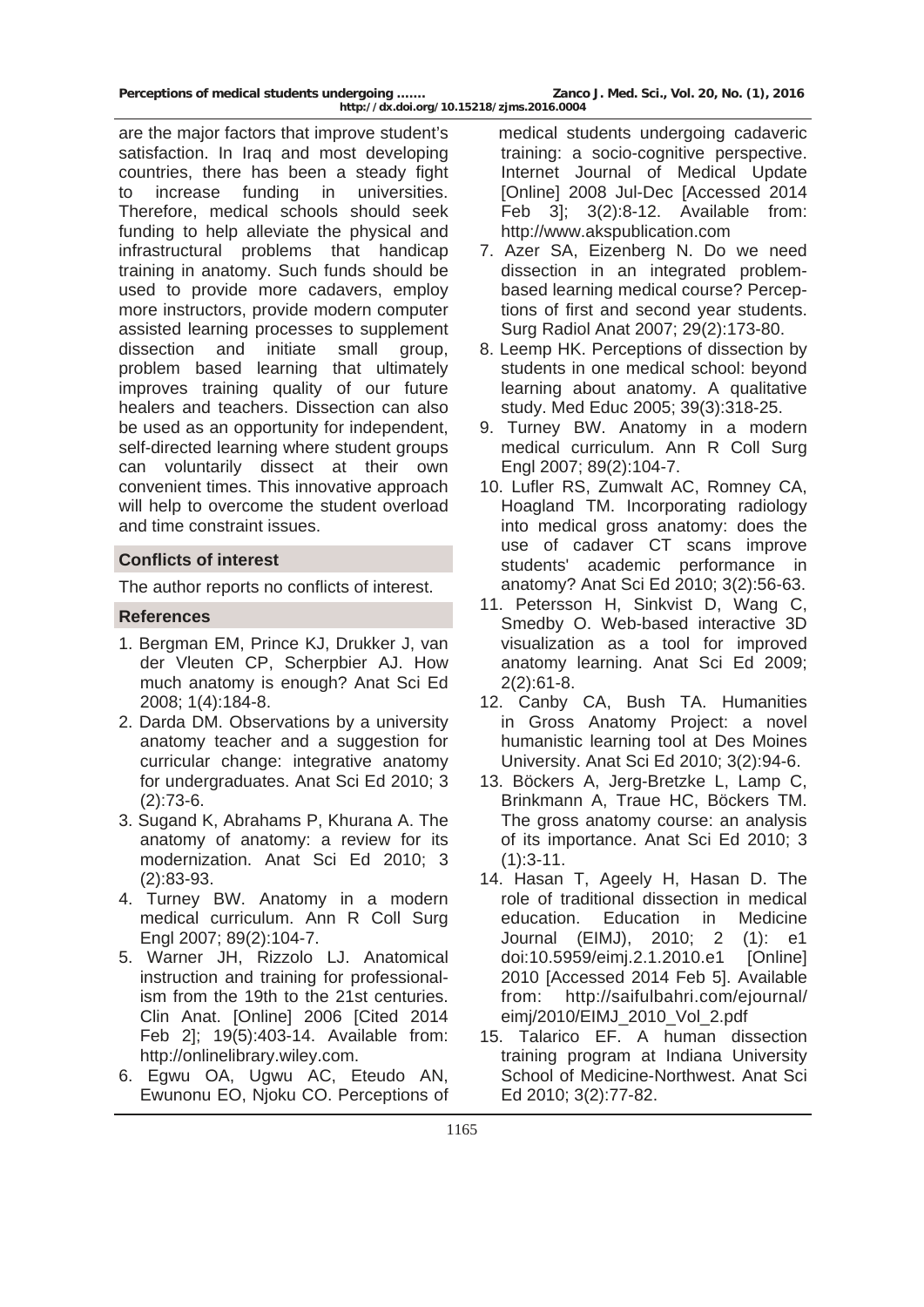are the major factors that improve student's satisfaction. In Iraq and most developing countries, there has been a steady fight to increase funding in universities. Therefore, medical schools should seek funding to help alleviate the physical and infrastructural problems that handicap training in anatomy. Such funds should be used to provide more cadavers, employ more instructors, provide modern computer assisted learning processes to supplement dissection and initiate small group, problem based learning that ultimately improves training quality of our future healers and teachers. Dissection can also be used as an opportunity for independent, self-directed learning where student groups can voluntarily dissect at their own convenient times. This innovative approach will help to overcome the student overload and time constraint issues.

## Conflicts of interest

The author reports no conflicts of interest.

## References

1. Bergman EM, Prince KJ, Drukker J, van der Vleuten CP, Scherpbier AJ. How much anatomy is enough? Anat Sci Ed 2008; 1(4):184-8.
2. Darda DM. Observations by a university anatomy teacher and a suggestion for curricular change: integrative anatomy for undergraduates. Anat Sci Ed 2010; 3 (2):73-6.
3. Sugand K, Abrahams P, Khurana A. The anatomy of anatomy: a review for its modernization. Anat Sci Ed 2010; 3 (2):83-93.
4. Turney BW. Anatomy in a modern medical curriculum. Ann R Coll Surg Engl 2007; 89(2):104-7.
5. Warner JH, Rizzolo LJ. Anatomical instruction and training for professionalism from the 19th to the 21st centuries. Clin Anat. [Online] 2006 [Cited 2014 Feb 2]; 19(5):403-14. Available from: http://onlinelibrary.wiley.com.
6. Egwu OA, Ugwu AC, Eteudo AN, Ewunonu EO, Njoku CO. Perceptions of medical students undergoing cadaveric training: a socio-cognitive perspective. Internet Journal of Medical Update [Online] 2008 Jul-Dec [Accessed 2014 Feb 3]; 3(2):8-12. Available from: http://www.akspublication.com
7. Azer SA, Eizenberg N. Do we need dissection in an integrated problem-based learning medical course? Perceptions of first and second year students. Surg Radiol Anat 2007; 29(2):173-80.
8. Leemp HK. Perceptions of dissection by students in one medical school: beyond learning about anatomy. A qualitative study. Med Educ 2005; 39(3):318-25.
9. Turney BW. Anatomy in a modern medical curriculum. Ann R Coll Surg Engl 2007; 89(2):104-7.
10. Lufler RS, Zumwalt AC, Romney CA, Hoagland TM. Incorporating radiology into medical gross anatomy: does the use of cadaver CT scans improve students' academic performance in anatomy? Anat Sci Ed 2010; 3(2):56-63.
11. Petersson H, Sinkvist D, Wang C, Smedby O. Web-based interactive 3D visualization as a tool for improved anatomy learning. Anat Sci Ed 2009; 2(2):61-8.
12. Canby CA, Bush TA. Humanities in Gross Anatomy Project: a novel humanistic learning tool at Des Moines University. Anat Sci Ed 2010; 3(2):94-6.
13. Böckers A, Jerg-Bretzke L, Lamp C, Brinkmann A, Traue HC, Böckers TM. The gross anatomy course: an analysis of its importance. Anat Sci Ed 2010; 3 (1):3-11.
14. Hasan T, Ageely H, Hasan D. The role of traditional dissection in medical education. Education in Medicine Journal (EIMJ), 2010; 2 (1): e1 doi:10.5959/eimj.2.1.2010.e1 [Online] 2010 [Accessed 2014 Feb 5]. Available from: http://saifulbahri.com/ejournal/eimj/2010/EIMJ_2010_Vol_2.pdf
15. Talarico EF. A human dissection training program at Indiana University School of Medicine-Northwest. Anat Sci Ed 2010; 3(2):77-82.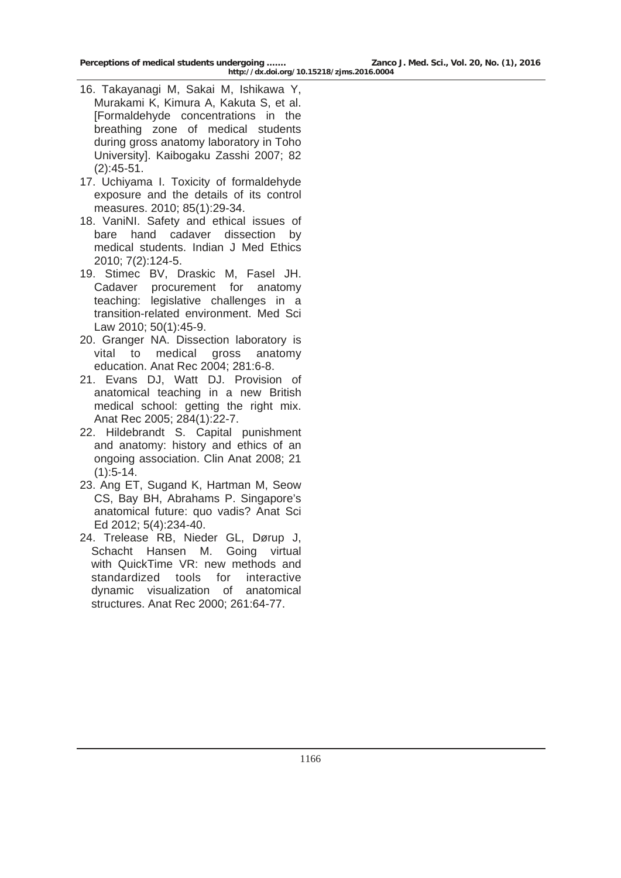16. Takayanagi M, Sakai M, Ishikawa Y, Murakami K, Kimura A, Kakuta S, et al. [Formaldehyde concentrations in the breathing zone of medical students during gross anatomy laboratory in Toho University]. Kaibogaku Zasshi 2007; 82 (2):45-51.
17. Uchiyama I. Toxicity of formaldehyde exposure and the details of its control measures. 2010; 85(1):29-34.
18. VaniNI. Safety and ethical issues of bare hand cadaver dissection by medical students. Indian J Med Ethics 2010; 7(2):124-5.
19. Stimec BV, Draskic M, Fasel JH. Cadaver procurement for anatomy teaching: legislative challenges in a transition-related environment. Med Sci Law 2010; 50(1):45-9.
20. Granger NA. Dissection laboratory is vital to medical gross anatomy education. Anat Rec 2004; 281:6-8.
21. Evans DJ, Watt DJ. Provision of anatomical teaching in a new British medical school: getting the right mix. Anat Rec 2005; 284(1):22-7.
22. Hildebrandt S. Capital punishment and anatomy: history and ethics of an ongoing association. Clin Anat 2008; 21 (1):5-14.
23. Ang ET, Sugand K, Hartman M, Seow CS, Bay BH, Abrahams P. Singapore's anatomical future: quo vadis? Anat Sci Ed 2012; 5(4):234-40.
24. Trelease RB, Nieder GL, Dørup J, Schacht Hansen M. Going virtual with QuickTime VR: new methods and standardized tools for interactive dynamic visualization of anatomical structures. Anat Rec 2000; 261:64-77.